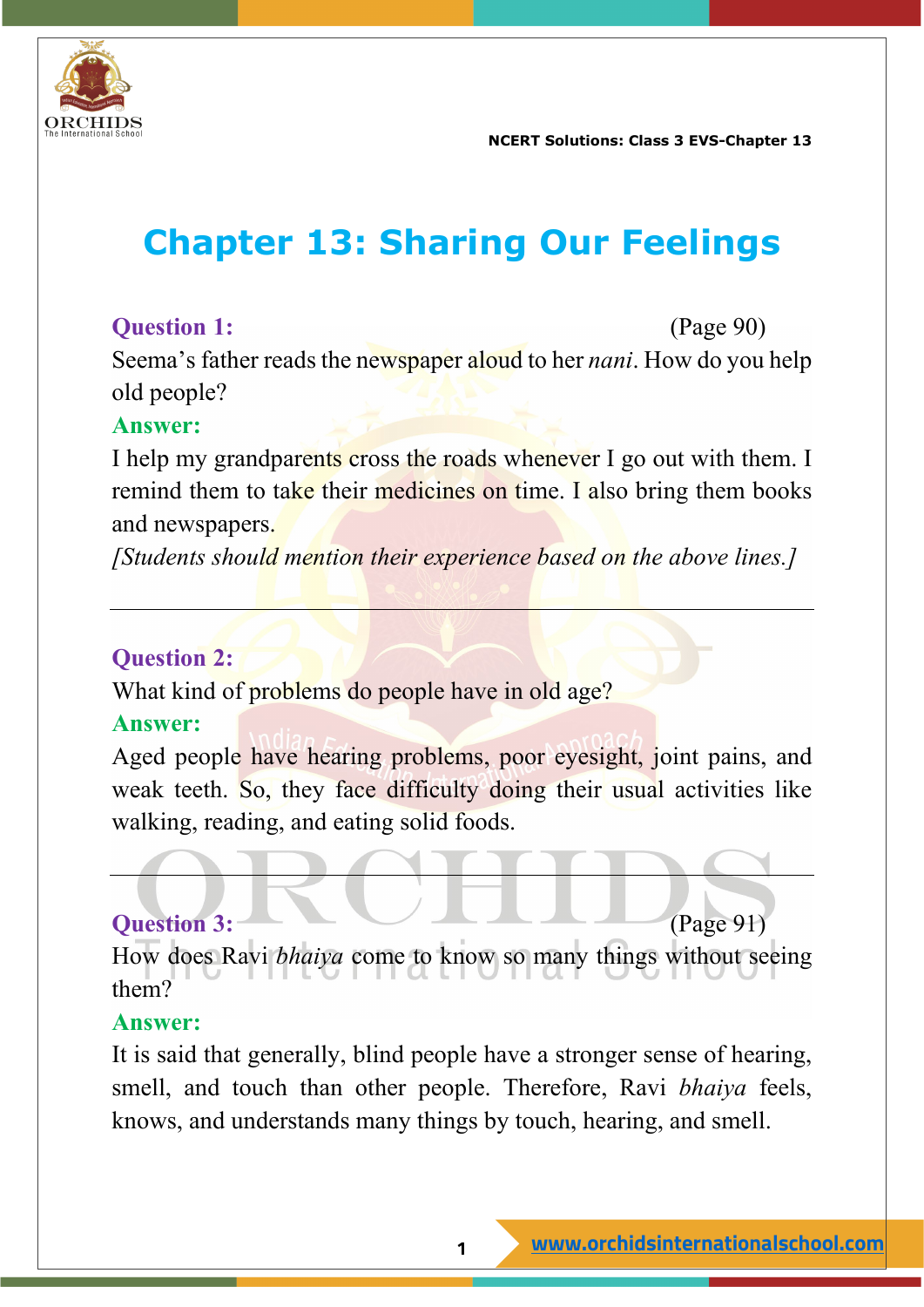# Chapter 13: Sharing Our Feelings

**Question 1:** (Page 90)

Seema's father reads the newspaper aloud to her *nani*. How do you help old people?

**Answer:**

I help my grandparents cross the roads whenever I go out with them. I remind them to take their medicines on time. I also bring them books and newspapers.

*[Students should mention their experience based on the above lines.]*

---

**Question 2:**

What kind of problems do people have in old age?

**Answer:**

Aged people have hearing problems, poor eyesight, joint pains, and weak teeth. So, they face difficulty doing their usual activities like walking, reading, and eating solid foods.

---

**Question 3:** (Page 91)

How does Ravi *bhaiya* come to know so many things without seeing them?

**Answer:**

It is said that generally, blind people have a stronger sense of hearing, smell, and touch than other people. Therefore, Ravi *bhaiya* feels, knows, and understands many things by touch, hearing, and smell.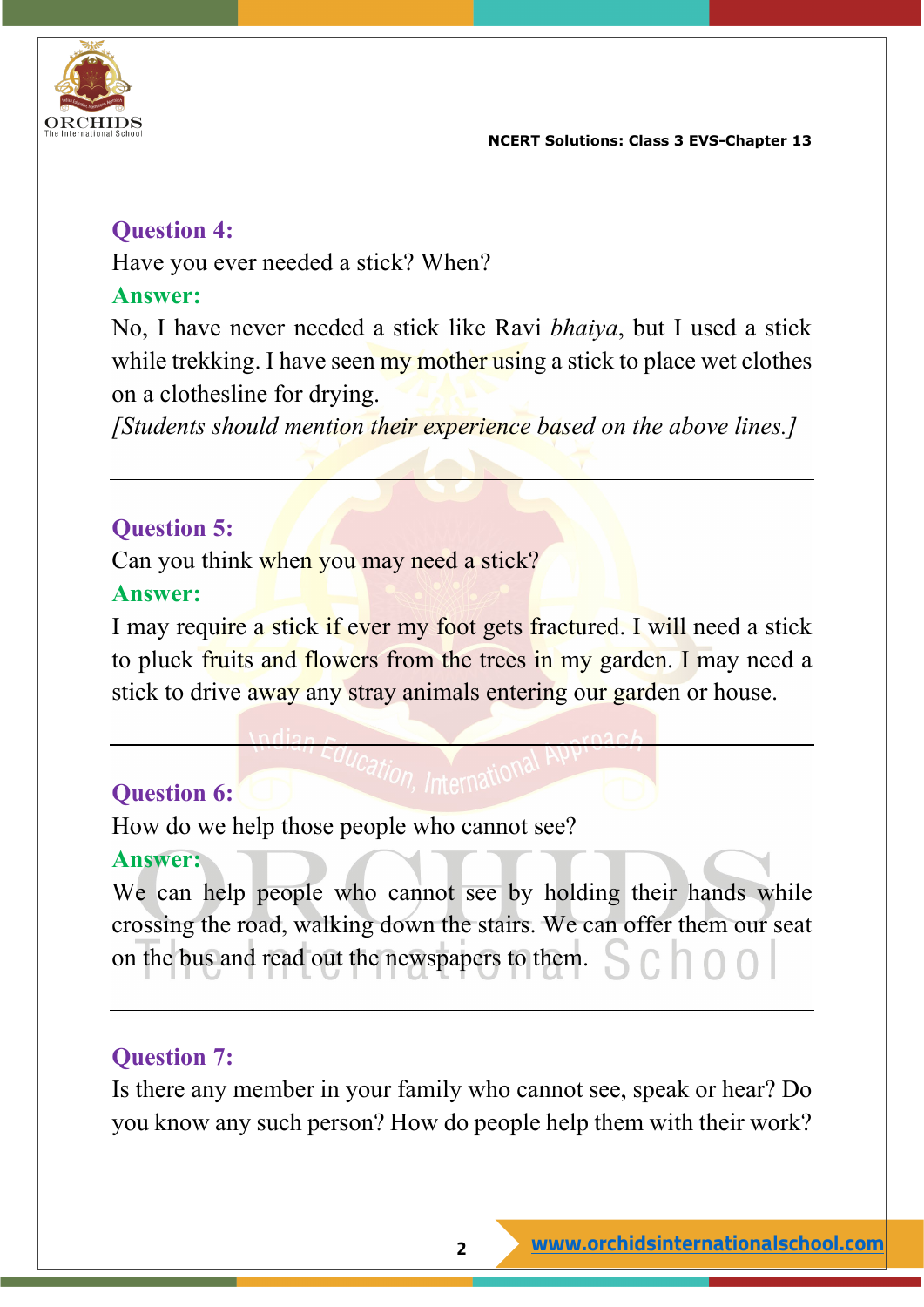**Question 4:**

Have you ever needed a stick? When?

**Answer:**

No, I have never needed a stick like Ravi *bhaiya*, but I used a stick while trekking. I have seen my mother using a stick to place wet clothes on a clothesline for drying.

*[Students should mention their experience based on the above lines.]*

---

**Question 5:**

Can you think when you may need a stick?

**Answer:**

I may require a stick if ever my foot gets fractured. I will need a stick to pluck fruits and flowers from the trees in my garden. I may need a stick to drive away any stray animals entering our garden or house.

---

**Question 6:**

How do we help those people who cannot see?

**Answer:**

We can help people who cannot see by holding their hands while crossing the road, walking down the stairs. We can offer them our seat on the bus and read out the newspapers to them.

---

**Question 7:**

Is there any member in your family who cannot see, speak or hear? Do you know any such person? How do people help them with their work?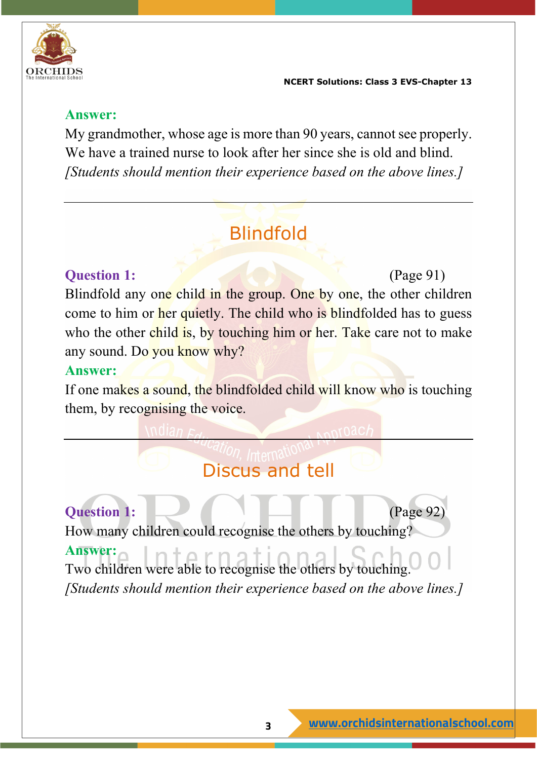**Answer:**

My grandmother, whose age is more than 90 years, cannot see properly. We have a trained nurse to look after her since she is old and blind.

*[Students should mention their experience based on the above lines.]*

---

## Blindfold

**Question 1:** (Page 91)

Blindfold any one child in the group. One by one, the other children come to him or her quietly. The child who is blindfolded has to guess who the other child is, by touching him or her. Take care not to make any sound. Do you know why?

**Answer:**

If one makes a sound, the blindfolded child will know who is touching them, by recognising the voice.

---

## Discus and tell

**Question 1:** (Page 92)

How many children could recognise the others by touching?

**Answer:**

Two children were able to recognise the others by touching.

*[Students should mention their experience based on the above lines.]*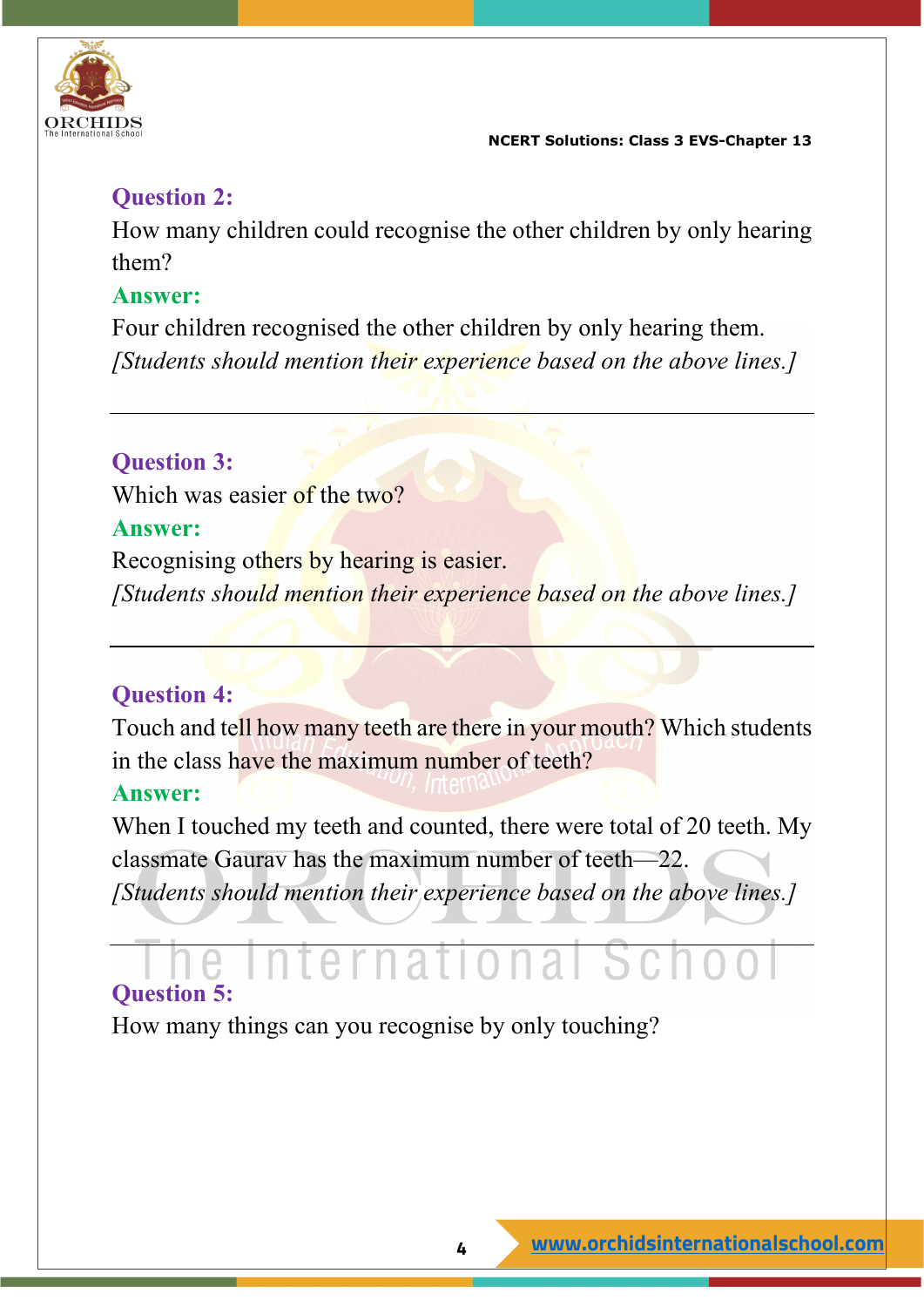### Question 2:

How many children could recognise the other children by only hearing them?

### Answer:

Four children recognised the other children by only hearing them.

*[Students should mention their experience based on the above lines.]*

---

### Question 3:

Which was easier of the two?

### Answer:

Recognising others by hearing is easier.

*[Students should mention their experience based on the above lines.]*

---

### Question 4:

Touch and tell how many teeth are there in your mouth? Which students in the class have the maximum number of teeth?

### Answer:

When I touched my teeth and counted, there were total of 20 teeth. My classmate Gaurav has the maximum number of teeth—22.

*[Students should mention their experience based on the above lines.]*

---

### Question 5:

How many things can you recognise by only touching?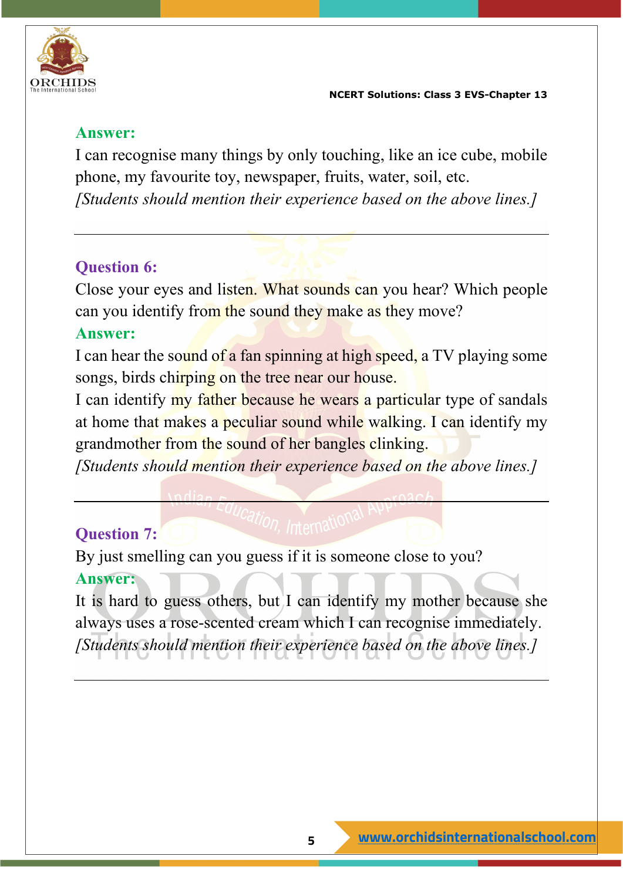**Answer:**

I can recognise many things by only touching, like an ice cube, mobile phone, my favourite toy, newspaper, fruits, water, soil, etc.

*[Students should mention their experience based on the above lines.]*

---

**Question 6:**

Close your eyes and listen. What sounds can you hear? Which people can you identify from the sound they make as they move?

**Answer:**

I can hear the sound of a fan spinning at high speed, a TV playing some songs, birds chirping on the tree near our house.

I can identify my father because he wears a particular type of sandals at home that makes a peculiar sound while walking. I can identify my grandmother from the sound of her bangles clinking.

*[Students should mention their experience based on the above lines.]*

---

**Question 7:**

By just smelling can you guess if it is someone close to you?

**Answer:**

It is hard to guess others, but I can identify my mother because she always uses a rose-scented cream which I can recognise immediately.

*[Students should mention their experience based on the above lines.]*

---